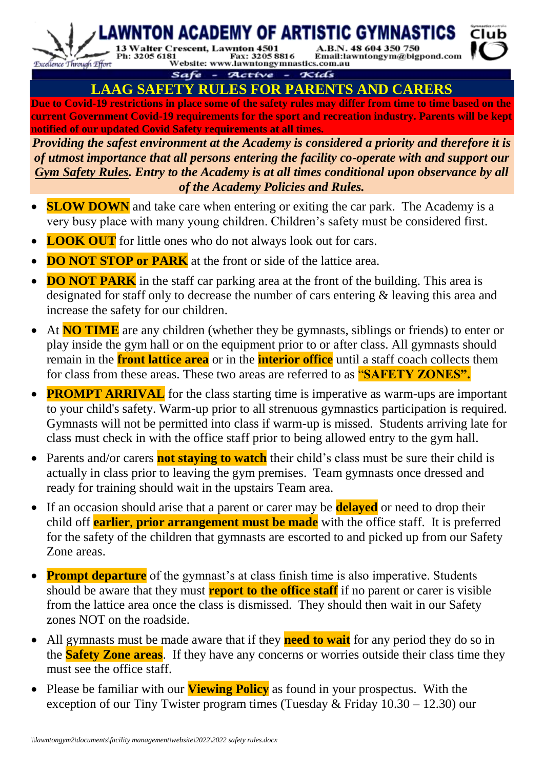# LAWNTON ACADEMY OF ARTISTIC GYMNASTICS

13 Walter Crescent, Lawnton 4501 A.B.N. 48 604 350 750
Ph: 3205 6181 Fax: 3205 8816 Email:lawntongym@bigpond.com
Website: www.lawntongymnastics.com.au

Excellence Through Effort

Safe - Active - Kids

## LAAG SAFETY RULES FOR PARENTS AND CARERS

**Due to Covid-19 restrictions in place some of the safety rules may differ from time to time based on the current Government Covid-19 requirements for the sport and recreation industry. Parents will be kept notified of our updated Covid Safety requirements at all times.**

***Providing the safest environment at the Academy is considered a priority and therefore it is of utmost importance that all persons entering the facility co-operate with and support our Gym Safety Rules. Entry to the Academy is at all times conditional upon observance by all of the Academy Policies and Rules.***

- **SLOW DOWN** and take care when entering or exiting the car park. The Academy is a very busy place with many young children. Children's safety must be considered first.
- **LOOK OUT** for little ones who do not always look out for cars.
- **DO NOT STOP or PARK** at the front or side of the lattice area.
- **DO NOT PARK** in the staff car parking area at the front of the building. This area is designated for staff only to decrease the number of cars entering & leaving this area and increase the safety for our children.
- At **NO TIME** are any children (whether they be gymnasts, siblings or friends) to enter or play inside the gym hall or on the equipment prior to or after class. All gymnasts should remain in the **front lattice area** or in the **interior office** until a staff coach collects them for class from these areas. These two areas are referred to as **"SAFETY ZONES".**
- **PROMPT ARRIVAL** for the class starting time is imperative as warm-ups are important to your child's safety. Warm-up prior to all strenuous gymnastics participation is required. Gymnasts will not be permitted into class if warm-up is missed. Students arriving late for class must check in with the office staff prior to being allowed entry to the gym hall.
- Parents and/or carers **not staying to watch** their child's class must be sure their child is actually in class prior to leaving the gym premises. Team gymnasts once dressed and ready for training should wait in the upstairs Team area.
- If an occasion should arise that a parent or carer may be **delayed** or need to drop their child off **earlier**, **prior arrangement must be made** with the office staff. It is preferred for the safety of the children that gymnasts are escorted to and picked up from our Safety Zone areas.
- **Prompt departure** of the gymnast's at class finish time is also imperative. Students should be aware that they must **report to the office staff** if no parent or carer is visible from the lattice area once the class is dismissed. They should then wait in our Safety zones NOT on the roadside.
- All gymnasts must be made aware that if they **need to wait** for any period they do so in the **Safety Zone areas**. If they have any concerns or worries outside their class time they must see the office staff.
- Please be familiar with our **Viewing Policy** as found in your prospectus. With the exception of our Tiny Twister program times (Tuesday & Friday 10.30 – 12.30) our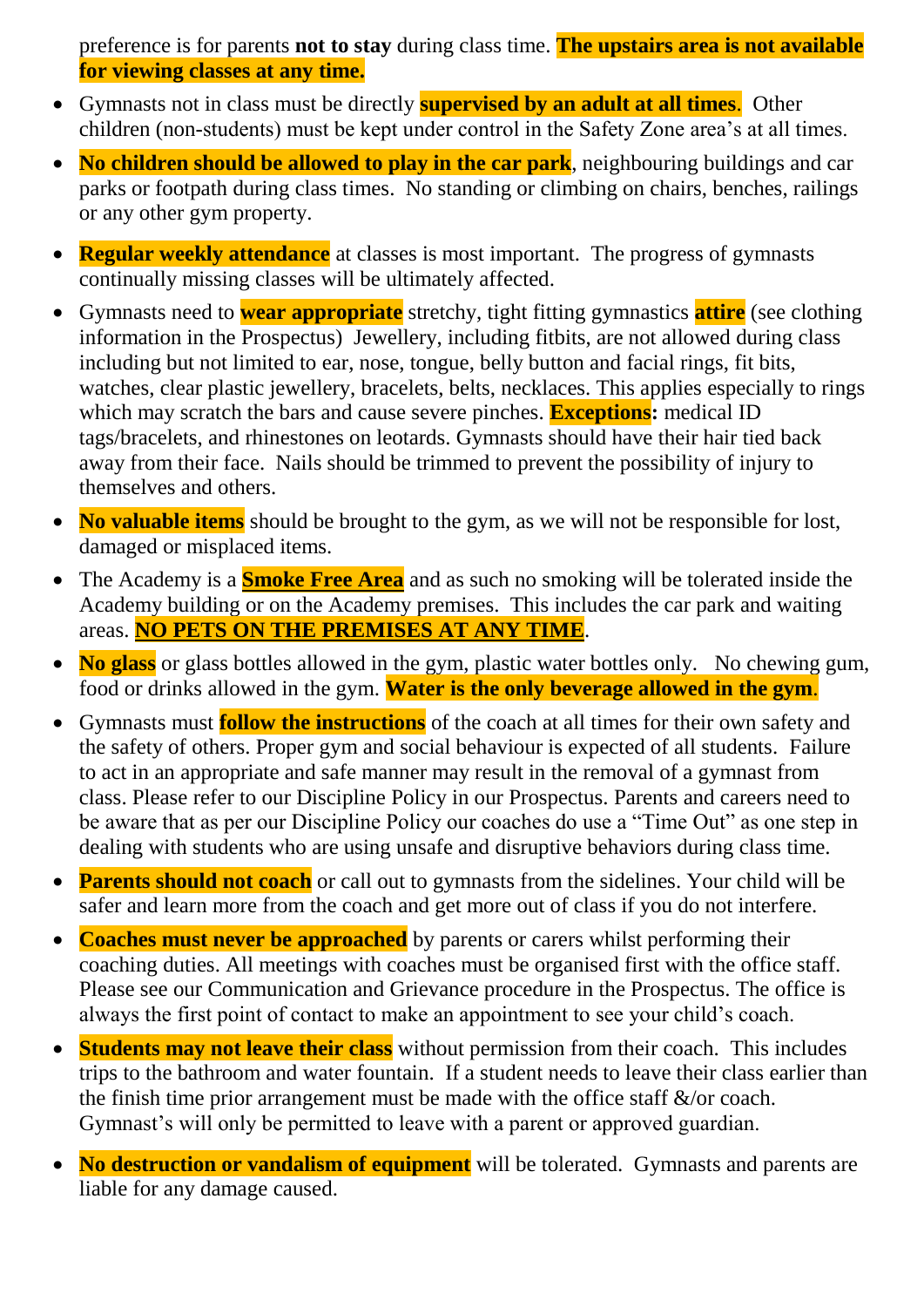preference is for parents **not to stay** during class time. **The upstairs area is not available for viewing classes at any time.**

- Gymnasts not in class must be directly **supervised by an adult at all times**. Other children (non-students) must be kept under control in the Safety Zone area's at all times.
- **No children should be allowed to play in the car park**, neighbouring buildings and car parks or footpath during class times. No standing or climbing on chairs, benches, railings or any other gym property.
- **Regular weekly attendance** at classes is most important. The progress of gymnasts continually missing classes will be ultimately affected.
- Gymnasts need to **wear appropriate** stretchy, tight fitting gymnastics **attire** (see clothing information in the Prospectus) Jewellery, including fitbits, are not allowed during class including but not limited to ear, nose, tongue, belly button and facial rings, fit bits, watches, clear plastic jewellery, bracelets, belts, necklaces. This applies especially to rings which may scratch the bars and cause severe pinches. **Exceptions:** medical ID tags/bracelets, and rhinestones on leotards. Gymnasts should have their hair tied back away from their face. Nails should be trimmed to prevent the possibility of injury to themselves and others.
- **No valuable items** should be brought to the gym, as we will not be responsible for lost, damaged or misplaced items.
- The Academy is a **Smoke Free Area** and as such no smoking will be tolerated inside the Academy building or on the Academy premises. This includes the car park and waiting areas. **NO PETS ON THE PREMISES AT ANY TIME**.
- **No glass** or glass bottles allowed in the gym, plastic water bottles only. No chewing gum, food or drinks allowed in the gym. **Water is the only beverage allowed in the gym**.
- Gymnasts must **follow the instructions** of the coach at all times for their own safety and the safety of others. Proper gym and social behaviour is expected of all students. Failure to act in an appropriate and safe manner may result in the removal of a gymnast from class. Please refer to our Discipline Policy in our Prospectus. Parents and careers need to be aware that as per our Discipline Policy our coaches do use a "Time Out" as one step in dealing with students who are using unsafe and disruptive behaviors during class time.
- **Parents should not coach** or call out to gymnasts from the sidelines. Your child will be safer and learn more from the coach and get more out of class if you do not interfere.
- **Coaches must never be approached** by parents or carers whilst performing their coaching duties. All meetings with coaches must be organised first with the office staff. Please see our Communication and Grievance procedure in the Prospectus. The office is always the first point of contact to make an appointment to see your child's coach.
- **Students may not leave their class** without permission from their coach. This includes trips to the bathroom and water fountain. If a student needs to leave their class earlier than the finish time prior arrangement must be made with the office staff &/or coach. Gymnast's will only be permitted to leave with a parent or approved guardian.
- **No destruction or vandalism of equipment** will be tolerated. Gymnasts and parents are liable for any damage caused.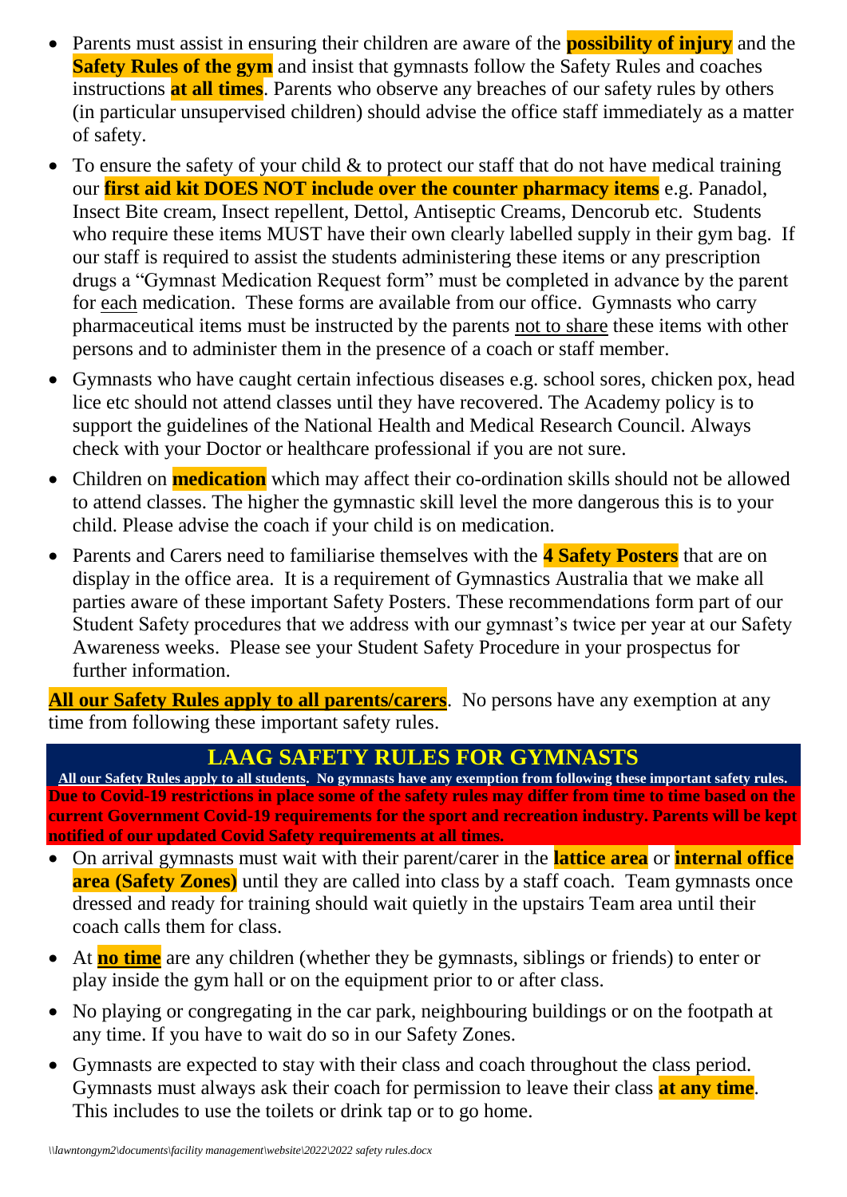- Parents must assist in ensuring their children are aware of the **possibility of injury** and the **Safety Rules of the gym** and insist that gymnasts follow the Safety Rules and coaches instructions **at all times**. Parents who observe any breaches of our safety rules by others (in particular unsupervised children) should advise the office staff immediately as a matter of safety.
- To ensure the safety of your child & to protect our staff that do not have medical training our **first aid kit DOES NOT include over the counter pharmacy items** e.g. Panadol, Insect Bite cream, Insect repellent, Dettol, Antiseptic Creams, Dencorub etc. Students who require these items MUST have their own clearly labelled supply in their gym bag. If our staff is required to assist the students administering these items or any prescription drugs a "Gymnast Medication Request form" must be completed in advance by the parent for <u>each</u> medication. These forms are available from our office. Gymnasts who carry pharmaceutical items must be instructed by the parents <u>not to share</u> these items with other persons and to administer them in the presence of a coach or staff member.
- Gymnasts who have caught certain infectious diseases e.g. school sores, chicken pox, head lice etc should not attend classes until they have recovered. The Academy policy is to support the guidelines of the National Health and Medical Research Council. Always check with your Doctor or healthcare professional if you are not sure.
- Children on **medication** which may affect their co-ordination skills should not be allowed to attend classes. The higher the gymnastic skill level the more dangerous this is to your child. Please advise the coach if your child is on medication.
- Parents and Carers need to familiarise themselves with the **4 Safety Posters** that are on display in the office area. It is a requirement of Gymnastics Australia that we make all parties aware of these important Safety Posters. These recommendations form part of our Student Safety procedures that we address with our gymnast's twice per year at our Safety Awareness weeks. Please see your Student Safety Procedure in your prospectus for further information.

**<u>All our Safety Rules apply to all parents/carers</u>**. No persons have any exemption at any time from following these important safety rules.

## LAAG SAFETY RULES FOR GYMNASTS

**<u>All our Safety Rules apply to all students</u>. No gymnasts have any exemption from following these important safety rules.**

**Due to Covid-19 restrictions in place some of the safety rules may differ from time to time based on the current Government Covid-19 requirements for the sport and recreation industry. Parents will be kept notified of our updated Covid Safety requirements at all times.**

- On arrival gymnasts must wait with their parent/carer in the **lattice area** or **internal office area (Safety Zones)** until they are called into class by a staff coach. Team gymnasts once dressed and ready for training should wait quietly in the upstairs Team area until their coach calls them for class.
- At **<u>no time</u>** are any children (whether they be gymnasts, siblings or friends) to enter or play inside the gym hall or on the equipment prior to or after class.
- No playing or congregating in the car park, neighbouring buildings or on the footpath at any time. If you have to wait do so in our Safety Zones.
- Gymnasts are expected to stay with their class and coach throughout the class period. Gymnasts must always ask their coach for permission to leave their class **at any time**. This includes to use the toilets or drink tap or to go home.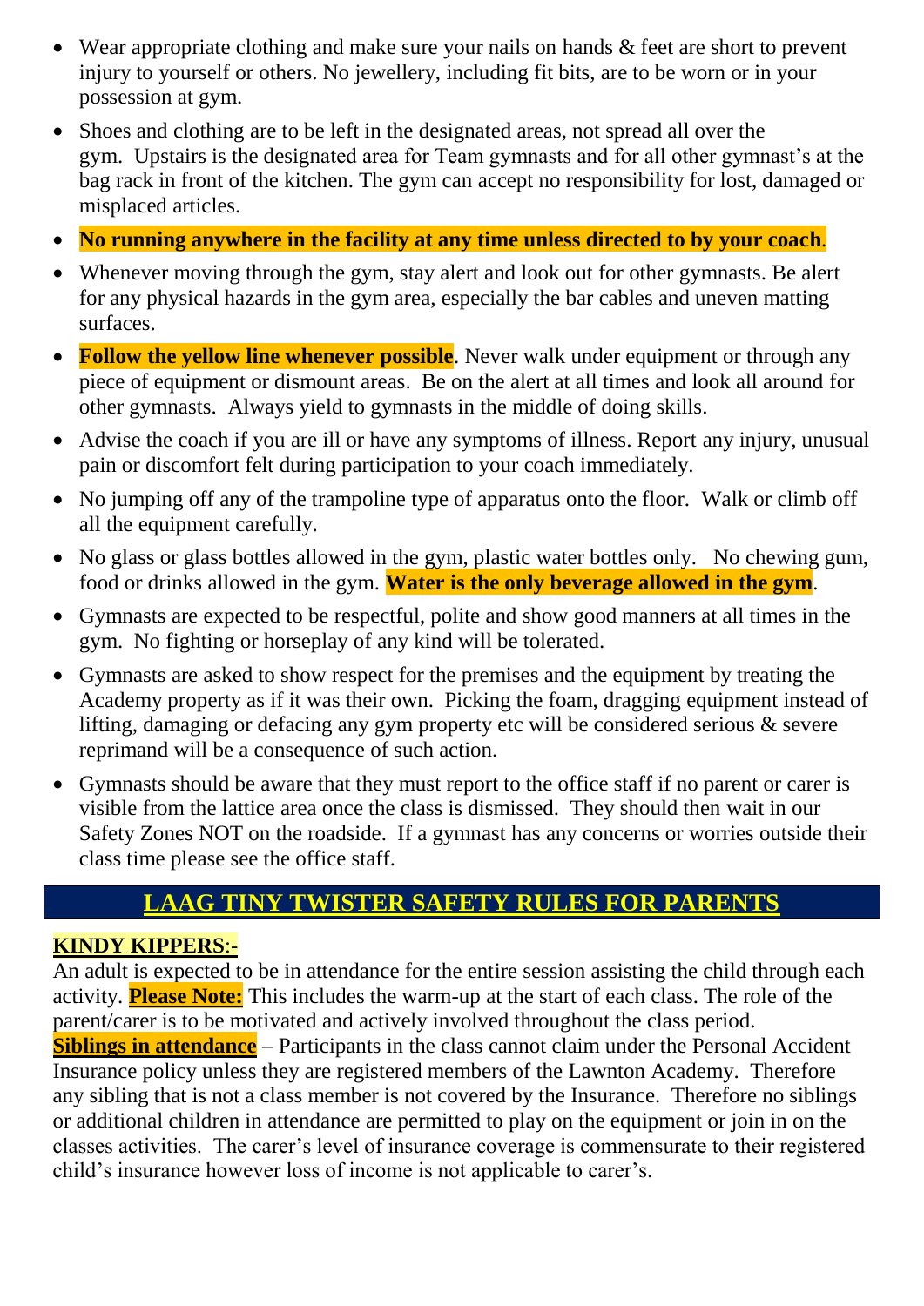- Wear appropriate clothing and make sure your nails on hands & feet are short to prevent injury to yourself or others. No jewellery, including fit bits, are to be worn or in your possession at gym.
- Shoes and clothing are to be left in the designated areas, not spread all over the gym. Upstairs is the designated area for Team gymnasts and for all other gymnast's at the bag rack in front of the kitchen. The gym can accept no responsibility for lost, damaged or misplaced articles.
- **No running anywhere in the facility at any time unless directed to by your coach**.
- Whenever moving through the gym, stay alert and look out for other gymnasts. Be alert for any physical hazards in the gym area, especially the bar cables and uneven matting surfaces.
- **Follow the yellow line whenever possible**. Never walk under equipment or through any piece of equipment or dismount areas. Be on the alert at all times and look all around for other gymnasts. Always yield to gymnasts in the middle of doing skills.
- Advise the coach if you are ill or have any symptoms of illness. Report any injury, unusual pain or discomfort felt during participation to your coach immediately.
- No jumping off any of the trampoline type of apparatus onto the floor. Walk or climb off all the equipment carefully.
- No glass or glass bottles allowed in the gym, plastic water bottles only. No chewing gum, food or drinks allowed in the gym. **Water is the only beverage allowed in the gym**.
- Gymnasts are expected to be respectful, polite and show good manners at all times in the gym. No fighting or horseplay of any kind will be tolerated.
- Gymnasts are asked to show respect for the premises and the equipment by treating the Academy property as if it was their own. Picking the foam, dragging equipment instead of lifting, damaging or defacing any gym property etc will be considered serious & severe reprimand will be a consequence of such action.
- Gymnasts should be aware that they must report to the office staff if no parent or carer is visible from the lattice area once the class is dismissed. They should then wait in our Safety Zones NOT on the roadside. If a gymnast has any concerns or worries outside their class time please see the office staff.

## LAAG TINY TWISTER SAFETY RULES FOR PARENTS

**KINDY KIPPERS**:-

An adult is expected to be in attendance for the entire session assisting the child through each activity. **Please Note:** This includes the warm-up at the start of each class. The role of the parent/carer is to be motivated and actively involved throughout the class period.

**Siblings in attendance** – Participants in the class cannot claim under the Personal Accident Insurance policy unless they are registered members of the Lawnton Academy. Therefore any sibling that is not a class member is not covered by the Insurance. Therefore no siblings or additional children in attendance are permitted to play on the equipment or join in on the classes activities. The carer's level of insurance coverage is commensurate to their registered child's insurance however loss of income is not applicable to carer's.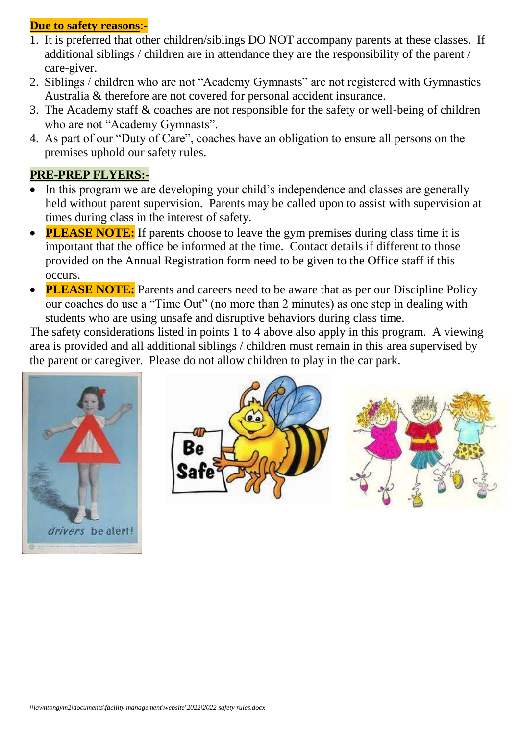**Due to safety reasons**:-

1. It is preferred that other children/siblings DO NOT accompany parents at these classes. If additional siblings / children are in attendance they are the responsibility of the parent / care-giver.
2. Siblings / children who are not "Academy Gymnasts" are not registered with Gymnastics Australia & therefore are not covered for personal accident insurance.
3. The Academy staff & coaches are not responsible for the safety or well-being of children who are not "Academy Gymnasts".
4. As part of our "Duty of Care", coaches have an obligation to ensure all persons on the premises uphold our safety rules.

**PRE-PREP FLYERS:-**

- In this program we are developing your child's independence and classes are generally held without parent supervision. Parents may be called upon to assist with supervision at times during class in the interest of safety.
- **PLEASE NOTE:** If parents choose to leave the gym premises during class time it is important that the office be informed at the time. Contact details if different to those provided on the Annual Registration form need to be given to the Office staff if this occurs.
- **PLEASE NOTE:** Parents and careers need to be aware that as per our Discipline Policy our coaches do use a "Time Out" (no more than 2 minutes) as one step in dealing with students who are using unsafe and disruptive behaviors during class time.

The safety considerations listed in points 1 to 4 above also apply in this program. A viewing area is provided and all additional siblings / children must remain in this area supervised by the parent or caregiver. Please do not allow children to play in the car park.